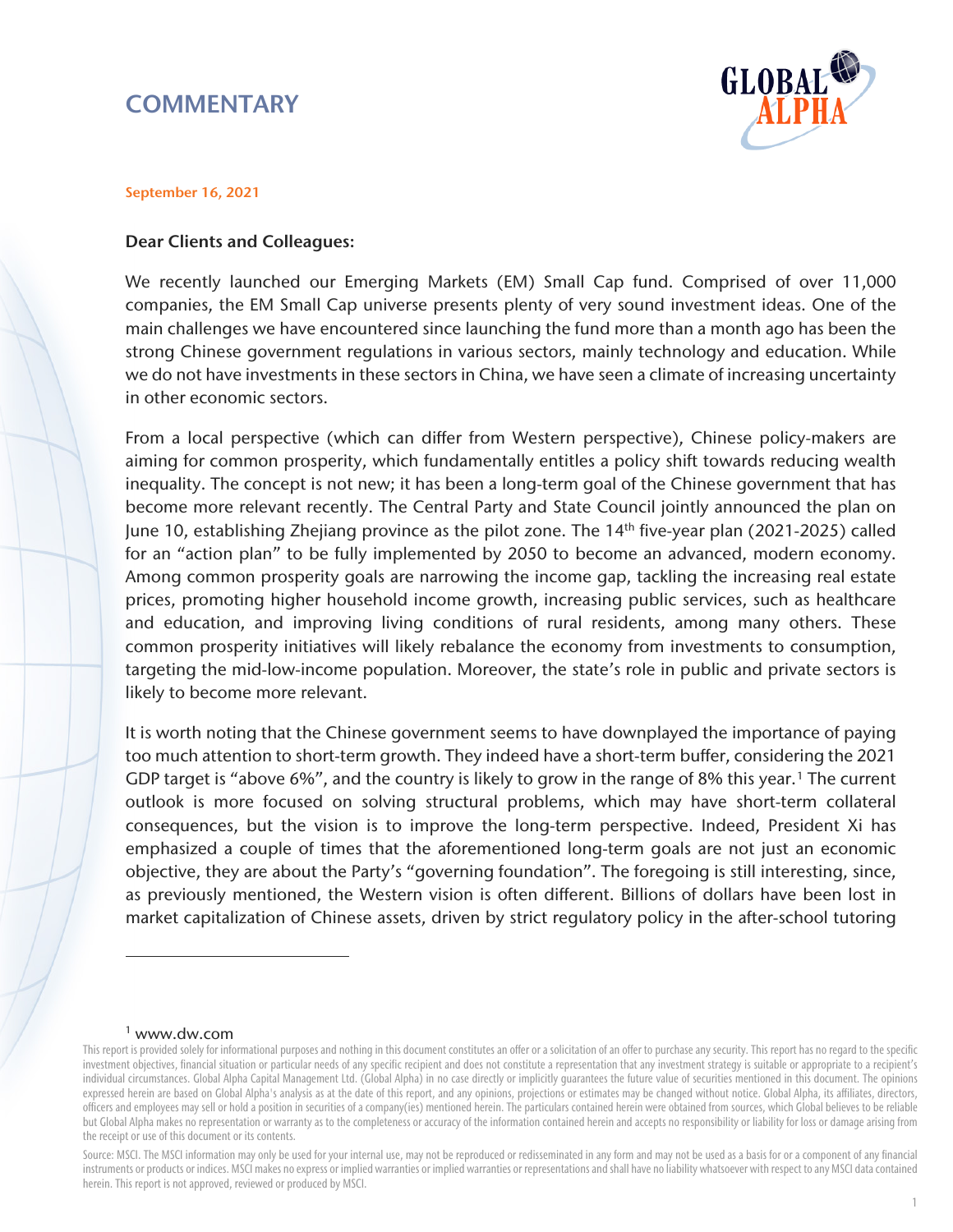# COMMENTARY

September 16, 2021

**Dear Clients and Colleagues:**

We recently launched our Emerging Markets (EM) Small Cap fund. Comprised of over 11,000 companies, the EM Small Cap universe presents plenty of very sound investment ideas. One of the main challenges we have encountered since launching the fund more than a month ago has been the strong Chinese government regulations in various sectors, mainly technology and education. While we do not have investments in these sectors in China, we have seen a climate of increasing uncertainty in other economic sectors.

From a local perspective (which can differ from Western perspective), Chinese policy-makers are aiming for common prosperity, which fundamentally entitles a policy shift towards reducing wealth inequality. The concept is not new; it has been a long-term goal of the Chinese government that has become more relevant recently. The Central Party and State Council jointly announced the plan on June 10, establishing Zhejiang province as the pilot zone. The 14th five-year plan (2021-2025) called for an "action plan" to be fully implemented by 2050 to become an advanced, modern economy. Among common prosperity goals are narrowing the income gap, tackling the increasing real estate prices, promoting higher household income growth, increasing public services, such as healthcare and education, and improving living conditions of rural residents, among many others. These common prosperity initiatives will likely rebalance the economy from investments to consumption, targeting the mid-low-income population. Moreover, the state's role in public and private sectors is likely to become more relevant.

It is worth noting that the Chinese government seems to have downplayed the importance of paying too much attention to short-term growth. They indeed have a short-term buffer, considering the 2021 GDP target is "above 6%", and the country is likely to grow in the range of 8% this year.[1] The current outlook is more focused on solving structural problems, which may have short-term collateral consequences, but the vision is to improve the long-term perspective. Indeed, President Xi has emphasized a couple of times that the aforementioned long-term goals are not just an economic objective, they are about the Party's "governing foundation". The foregoing is still interesting, since, as previously mentioned, the Western vision is often different. Billions of dollars have been lost in market capitalization of Chinese assets, driven by strict regulatory policy in the after-school tutoring

[1] www.dw.com

This report is provided solely for informational purposes and nothing in this document constitutes an offer or a solicitation of an offer to purchase any security. This report has no regard to the specific investment objectives, financial situation or particular needs of any specific recipient and does not constitute a representation that any investment strategy is suitable or appropriate to a recipient's individual circumstances. Global Alpha Capital Management Ltd. (Global Alpha) in no case directly or implicitly guarantees the future value of securities mentioned in this document. The opinions expressed herein are based on Global Alpha's analysis as at the date of this report, and any opinions, projections or estimates may be changed without notice. Global Alpha, its affiliates, directors, officers and employees may sell or hold a position in securities of a company(ies) mentioned herein. The particulars contained herein were obtained from sources, which Global believes to be reliable but Global Alpha makes no representation or warranty as to the completeness or accuracy of the information contained herein and accepts no responsibility or liability for loss or damage arising from the receipt or use of this document or its contents.

Source: MSCI. The MSCI information may only be used for your internal use, may not be reproduced or redisseminated in any form and may not be used as a basis for or a component of any financial instruments or products or indices. MSCI makes no express or implied warranties or implied warranties or representations and shall have no liability whatsoever with respect to any MSCI data contained herein. This report is not approved, reviewed or produced by MSCI.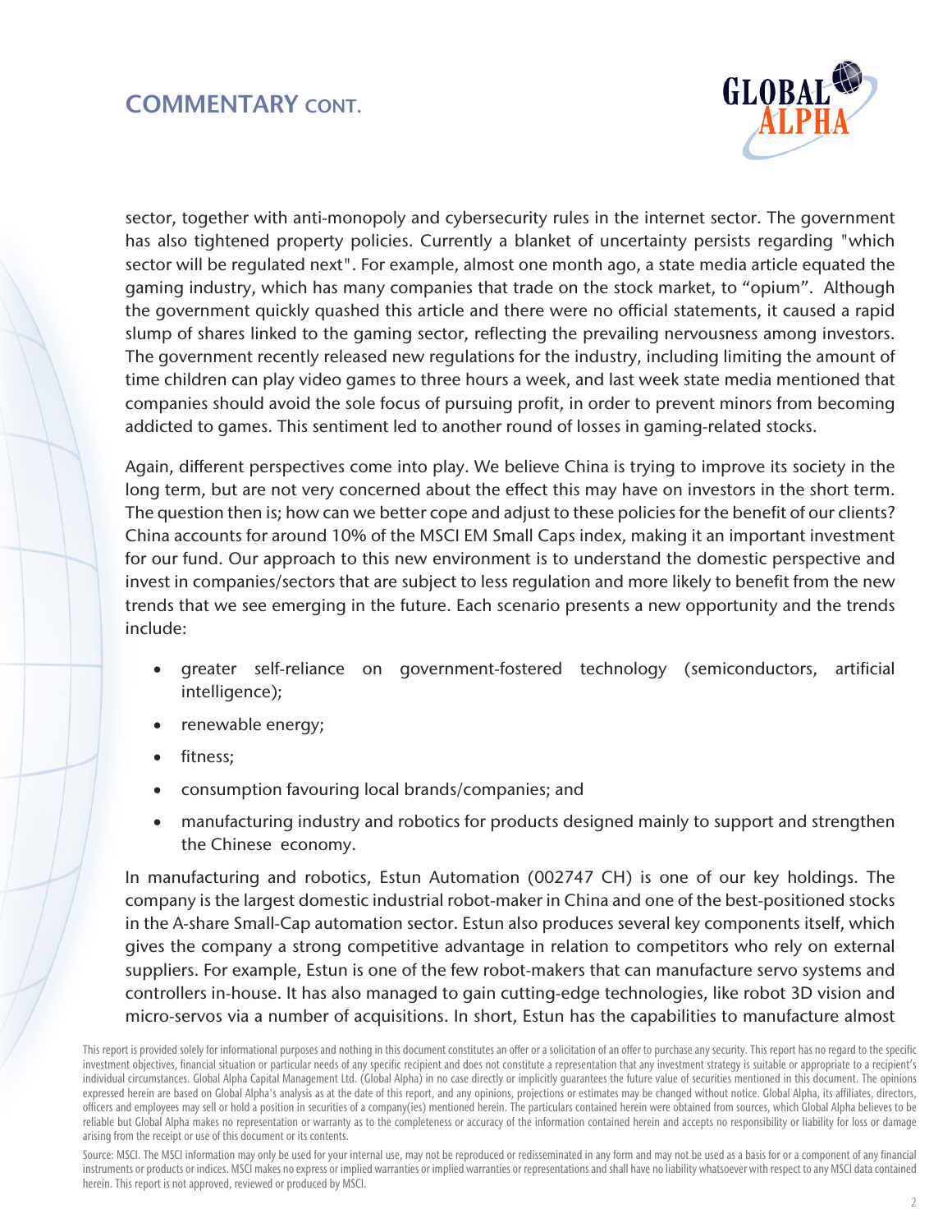## COMMENTARY CONT.

sector, together with anti-monopoly and cybersecurity rules in the internet sector. The government has also tightened property policies. Currently a blanket of uncertainty persists regarding "which sector will be regulated next". For example, almost one month ago, a state media article equated the gaming industry, which has many companies that trade on the stock market, to “opium”. Although the government quickly quashed this article and there were no official statements, it caused a rapid slump of shares linked to the gaming sector, reflecting the prevailing nervousness among investors. The government recently released new regulations for the industry, including limiting the amount of time children can play video games to three hours a week, and last week state media mentioned that companies should avoid the sole focus of pursuing profit, in order to prevent minors from becoming addicted to games. This sentiment led to another round of losses in gaming-related stocks.

Again, different perspectives come into play. We believe China is trying to improve its society in the long term, but are not very concerned about the effect this may have on investors in the short term. The question then is; how can we better cope and adjust to these policies for the benefit of our clients? China accounts for around 10% of the MSCI EM Small Caps index, making it an important investment for our fund. Our approach to this new environment is to understand the domestic perspective and invest in companies/sectors that are subject to less regulation and more likely to benefit from the new trends that we see emerging in the future. Each scenario presents a new opportunity and the trends include:

- greater self-reliance on government-fostered technology (semiconductors, artificial intelligence);
- renewable energy;
- fitness;
- consumption favouring local brands/companies; and
- manufacturing industry and robotics for products designed mainly to support and strengthen the Chinese economy.

In manufacturing and robotics, Estun Automation (002747 CH) is one of our key holdings. The company is the largest domestic industrial robot-maker in China and one of the best-positioned stocks in the A-share Small-Cap automation sector. Estun also produces several key components itself, which gives the company a strong competitive advantage in relation to competitors who rely on external suppliers. For example, Estun is one of the few robot-makers that can manufacture servo systems and controllers in-house. It has also managed to gain cutting-edge technologies, like robot 3D vision and micro-servos via a number of acquisitions. In short, Estun has the capabilities to manufacture almost

This report is provided solely for informational purposes and nothing in this document constitutes an offer or a solicitation of an offer to purchase any security. This report has no regard to the specific investment objectives, financial situation or particular needs of any specific recipient and does not constitute a representation that any investment strategy is suitable or appropriate to a recipient's individual circumstances. Global Alpha Capital Management Ltd. (Global Alpha) in no case directly or implicitly guarantees the future value of securities mentioned in this document. The opinions expressed herein are based on Global Alpha's analysis as at the date of this report, and any opinions, projections or estimates may be changed without notice. Global Alpha, its affiliates, directors, officers and employees may sell or hold a position in securities of a company(ies) mentioned herein. The particulars contained herein were obtained from sources, which Global Alpha believes to be reliable but Global Alpha makes no representation or warranty as to the completeness or accuracy of the information contained herein and accepts no responsibility or liability for loss or damage arising from the receipt or use of this document or its contents.

Source: MSCI. The MSCI information may only be used for your internal use, may not be reproduced or redisseminated in any form and may not be used as a basis for or a component of any financial instruments or products or indices. MSCI makes no express or implied warranties or implied warranties or representations and shall have no liability whatsoever with respect to any MSCI data contained herein. This report is not approved, reviewed or produced by MSCI.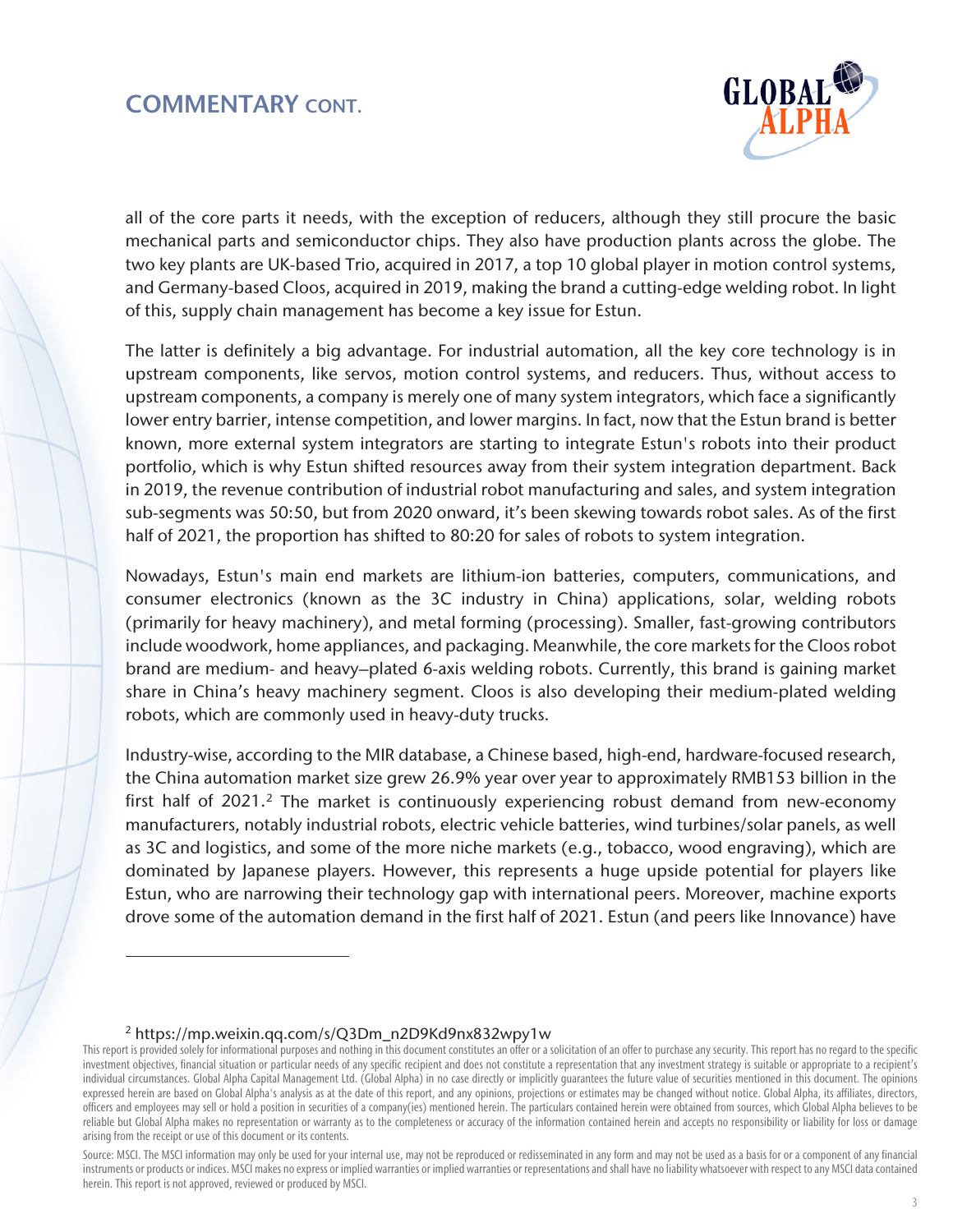## COMMENTARY CONT.

all of the core parts it needs, with the exception of reducers, although they still procure the basic mechanical parts and semiconductor chips. They also have production plants across the globe. The two key plants are UK-based Trio, acquired in 2017, a top 10 global player in motion control systems, and Germany-based Cloos, acquired in 2019, making the brand a cutting-edge welding robot. In light of this, supply chain management has become a key issue for Estun.

The latter is definitely a big advantage. For industrial automation, all the key core technology is in upstream components, like servos, motion control systems, and reducers. Thus, without access to upstream components, a company is merely one of many system integrators, which face a significantly lower entry barrier, intense competition, and lower margins. In fact, now that the Estun brand is better known, more external system integrators are starting to integrate Estun's robots into their product portfolio, which is why Estun shifted resources away from their system integration department. Back in 2019, the revenue contribution of industrial robot manufacturing and sales, and system integration sub-segments was 50:50, but from 2020 onward, it's been skewing towards robot sales. As of the first half of 2021, the proportion has shifted to 80:20 for sales of robots to system integration.

Nowadays, Estun's main end markets are lithium-ion batteries, computers, communications, and consumer electronics (known as the 3C industry in China) applications, solar, welding robots (primarily for heavy machinery), and metal forming (processing). Smaller, fast-growing contributors include woodwork, home appliances, and packaging. Meanwhile, the core markets for the Cloos robot brand are medium- and heavy–plated 6-axis welding robots. Currently, this brand is gaining market share in China's heavy machinery segment. Cloos is also developing their medium-plated welding robots, which are commonly used in heavy-duty trucks.

Industry-wise, according to the MIR database, a Chinese based, high-end, hardware-focused research, the China automation market size grew 26.9% year over year to approximately RMB153 billion in the first half of 2021.[2] The market is continuously experiencing robust demand from new-economy manufacturers, notably industrial robots, electric vehicle batteries, wind turbines/solar panels, as well as 3C and logistics, and some of the more niche markets (e.g., tobacco, wood engraving), which are dominated by Japanese players. However, this represents a huge upside potential for players like Estun, who are narrowing their technology gap with international peers. Moreover, machine exports drove some of the automation demand in the first half of 2021. Estun (and peers like Innovance) have

---

[2] https://mp.weixin.qq.com/s/Q3Dm_n2D9Kd9nx832wpy1w

This report is provided solely for informational purposes and nothing in this document constitutes an offer or a solicitation of an offer to purchase any security. This report has no regard to the specific investment objectives, financial situation or particular needs of any specific recipient and does not constitute a representation that any investment strategy is suitable or appropriate to a recipient's individual circumstances. Global Alpha Capital Management Ltd. (Global Alpha) in no case directly or implicitly guarantees the future value of securities mentioned in this document. The opinions expressed herein are based on Global Alpha's analysis as at the date of this report, and any opinions, projections or estimates may be changed without notice. Global Alpha, its affiliates, directors, officers and employees may sell or hold a position in securities of a company(ies) mentioned herein. The particulars contained herein were obtained from sources, which Global Alpha believes to be reliable but Global Alpha makes no representation or warranty as to the completeness or accuracy of the information contained herein and accepts no responsibility or liability for loss or damage arising from the receipt or use of this document or its contents.

Source: MSCI. The MSCI information may only be used for your internal use, may not be reproduced or redisseminated in any form and may not be used as a basis for or a component of any financial instruments or products or indices. MSCI makes no express or implied warranties or implied warranties or representations and shall have no liability whatsoever with respect to any MSCI data contained herein. This report is not approved, reviewed or produced by MSCI.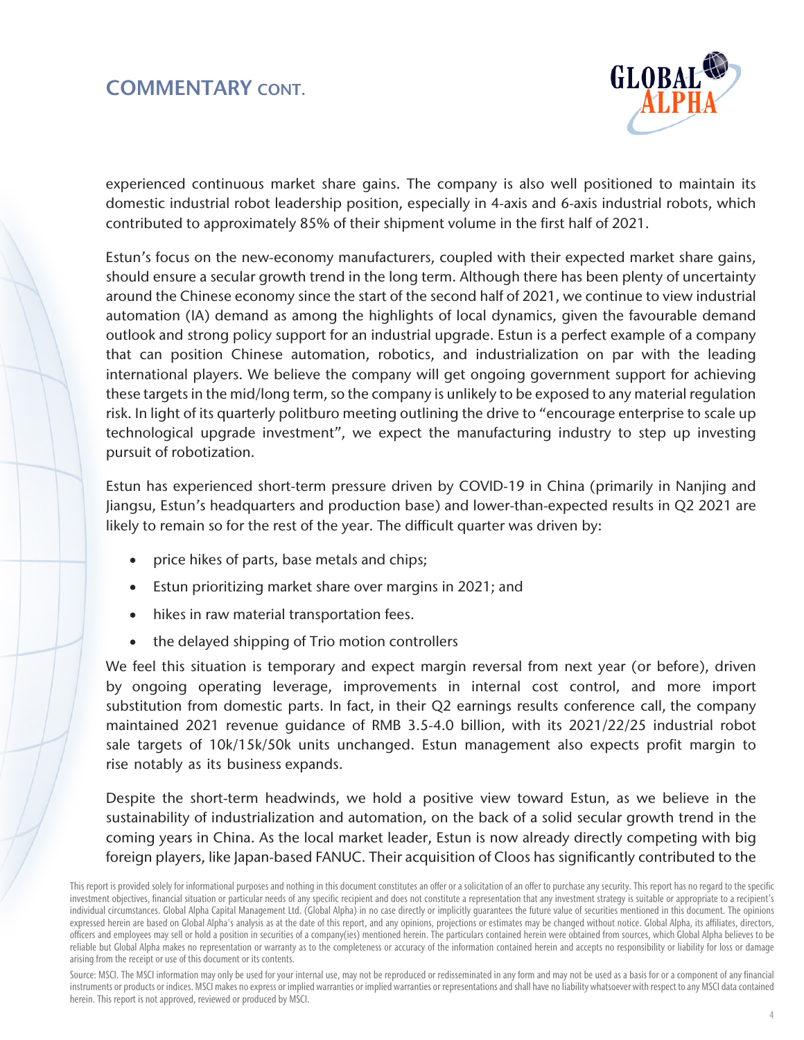experienced continuous market share gains. The company is also well positioned to maintain its domestic industrial robot leadership position, especially in 4-axis and 6-axis industrial robots, which contributed to approximately 85% of their shipment volume in the first half of 2021.

Estun's focus on the new-economy manufacturers, coupled with their expected market share gains, should ensure a secular growth trend in the long term. Although there has been plenty of uncertainty around the Chinese economy since the start of the second half of 2021, we continue to view industrial automation (IA) demand as among the highlights of local dynamics, given the favourable demand outlook and strong policy support for an industrial upgrade. Estun is a perfect example of a company that can position Chinese automation, robotics, and industrialization on par with the leading international players. We believe the company will get ongoing government support for achieving these targets in the mid/long term, so the company is unlikely to be exposed to any material regulation risk. In light of its quarterly politburo meeting outlining the drive to "encourage enterprise to scale up technological upgrade investment", we expect the manufacturing industry to step up investing pursuit of robotization.

Estun has experienced short-term pressure driven by COVID-19 in China (primarily in Nanjing and Jiangsu, Estun's headquarters and production base) and lower-than-expected results in Q2 2021 are likely to remain so for the rest of the year. The difficult quarter was driven by:

- price hikes of parts, base metals and chips;
- Estun prioritizing market share over margins in 2021; and
- hikes in raw material transportation fees.
- the delayed shipping of Trio motion controllers

We feel this situation is temporary and expect margin reversal from next year (or before), driven by ongoing operating leverage, improvements in internal cost control, and more import substitution from domestic parts. In fact, in their Q2 earnings results conference call, the company maintained 2021 revenue guidance of RMB 3.5-4.0 billion, with its 2021/22/25 industrial robot sale targets of 10k/15k/50k units unchanged. Estun management also expects profit margin to rise notably as its business expands.

Despite the short-term headwinds, we hold a positive view toward Estun, as we believe in the sustainability of industrialization and automation, on the back of a solid secular growth trend in the coming years in China. As the local market leader, Estun is now already directly competing with big foreign players, like Japan-based FANUC. Their acquisition of Cloos has significantly contributed to the

This report is provided solely for informational purposes and nothing in this document constitutes an offer or a solicitation of an offer to purchase any security. This report has no regard to the specific investment objectives, financial situation or particular needs of any specific recipient and does not constitute a representation that any investment strategy is suitable or appropriate to a recipient's individual circumstances. Global Alpha Capital Management Ltd. (Global Alpha) in no case directly or implicitly guarantees the future value of securities mentioned in this document. The opinions expressed herein are based on Global Alpha's analysis as at the date of this report, and any opinions, projections or estimates may be changed without notice. Global Alpha, its affiliates, directors, officers and employees may sell or hold a position in securities of a company(ies) mentioned herein. The particulars contained herein were obtained from sources, which Global Alpha believes to be reliable but Global Alpha makes no representation or warranty as to the completeness or accuracy of the information contained herein and accepts no responsibility or liability for loss or damage arising from the receipt or use of this document or its contents.

Source: MSCI. The MSCI information may only be used for your internal use, may not be reproduced or redisseminated in any form and may not be used as a basis for or a component of any financial instruments or products or indices. MSCI makes no express or implied warranties or implied warranties or representations and shall have no liability whatsoever with respect to any MSCI data contained herein. This report is not approved, reviewed or produced by MSCI.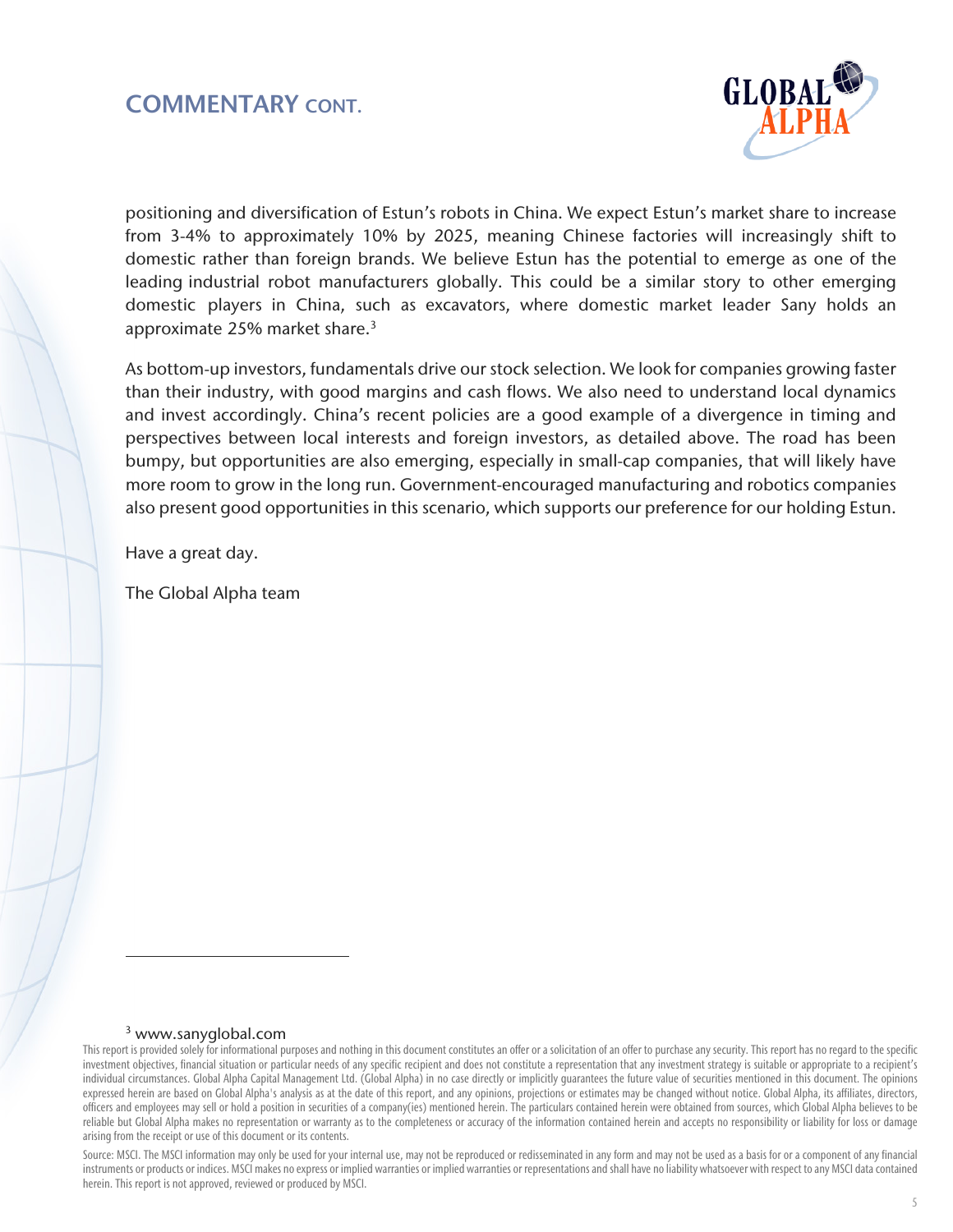## COMMENTARY CONT.

positioning and diversification of Estun's robots in China. We expect Estun's market share to increase from 3-4% to approximately 10% by 2025, meaning Chinese factories will increasingly shift to domestic rather than foreign brands. We believe Estun has the potential to emerge as one of the leading industrial robot manufacturers globally. This could be a similar story to other emerging domestic players in China, such as excavators, where domestic market leader Sany holds an approximate 25% market share.[3]

As bottom-up investors, fundamentals drive our stock selection. We look for companies growing faster than their industry, with good margins and cash flows. We also need to understand local dynamics and invest accordingly. China's recent policies are a good example of a divergence in timing and perspectives between local interests and foreign investors, as detailed above. The road has been bumpy, but opportunities are also emerging, especially in small-cap companies, that will likely have more room to grow in the long run. Government-encouraged manufacturing and robotics companies also present good opportunities in this scenario, which supports our preference for our holding Estun.

Have a great day.

The Global Alpha team

---

[3] www.sanyglobal.com

This report is provided solely for informational purposes and nothing in this document constitutes an offer or a solicitation of an offer to purchase any security. This report has no regard to the specific investment objectives, financial situation or particular needs of any specific recipient and does not constitute a representation that any investment strategy is suitable or appropriate to a recipient's individual circumstances. Global Alpha Capital Management Ltd. (Global Alpha) in no case directly or implicitly guarantees the future value of securities mentioned in this document. The opinions expressed herein are based on Global Alpha's analysis as at the date of this report, and any opinions, projections or estimates may be changed without notice. Global Alpha, its affiliates, directors, officers and employees may sell or hold a position in securities of a company(ies) mentioned herein. The particulars contained herein were obtained from sources, which Global Alpha believes to be reliable but Global Alpha makes no representation or warranty as to the completeness or accuracy of the information contained herein and accepts no responsibility or liability for loss or damage arising from the receipt or use of this document or its contents.

Source: MSCI. The MSCI information may only be used for your internal use, may not be reproduced or redisseminated in any form and may not be used as a basis for or a component of any financial instruments or products or indices. MSCI makes no express or implied warranties or implied warranties or representations and shall have no liability whatsoever with respect to any MSCI data contained herein. This report is not approved, reviewed or produced by MSCI.